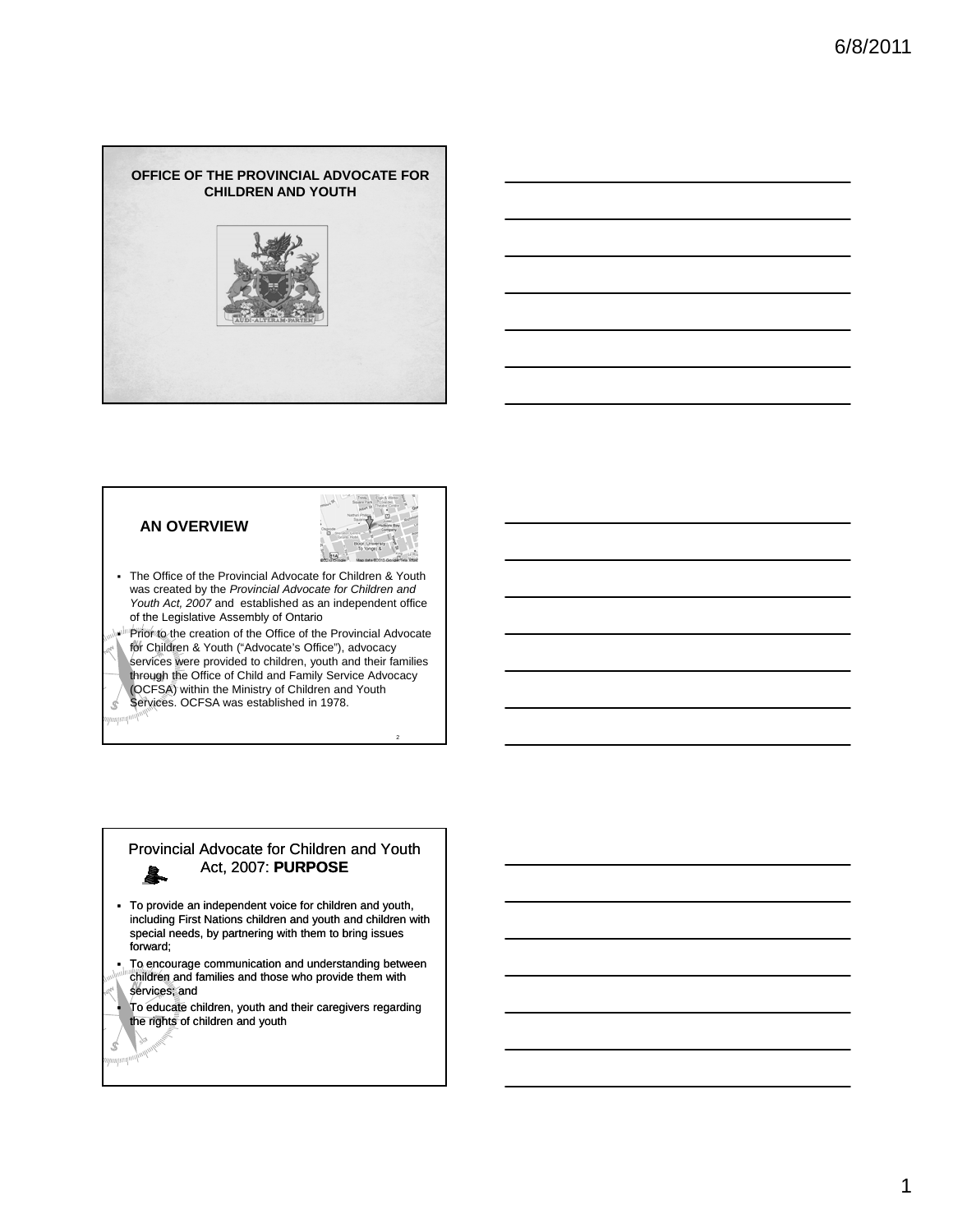# OFFICE OF THE PROVINCIAL ADVOCATE FOR CHILDREN AND YOUTH

## AN OVERVIEW

- The Office of the Provincial Advocate for Children & Youth was created by the *Provincial Advocate for Children and Youth Act, 2007* and established as an independent office of the Legislative Assembly of Ontario
- Prior to the creation of the Office of the Provincial Advocate for Children & Youth ("Advocate's Office"), advocacy services were provided to children, youth and their families through the Office of Child and Family Service Advocacy (OCFSA) within the Ministry of Children and Youth Services. OCFSA was established in 1978.

## Provincial Advocate for Children and Youth Act, 2007: **PURPOSE**

- To provide an independent voice for children and youth, including First Nations children and youth and children with special needs, by partnering with them to bring issues forward;
- To encourage communication and understanding between children and families and those who provide them with services; and
- To educate children, youth and their caregivers regarding the rights of children and youth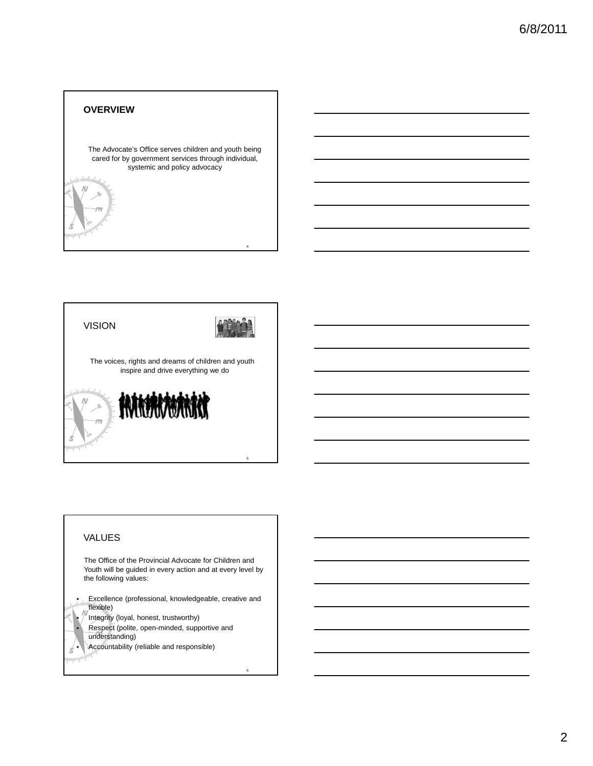## OVERVIEW

The Advocate's Office serves children and youth being cared for by government services through individual, systemic and policy advocacy

## VISION

The voices, rights and dreams of children and youth inspire and drive everything we do

## VALUES

The Office of the Provincial Advocate for Children and Youth will be guided in every action and at every level by the following values:

- Excellence (professional, knowledgeable, creative and flexible)
- Integrity (loyal, honest, trustworthy)
- Respect (polite, open-minded, supportive and understanding)
- Accountability (reliable and responsible)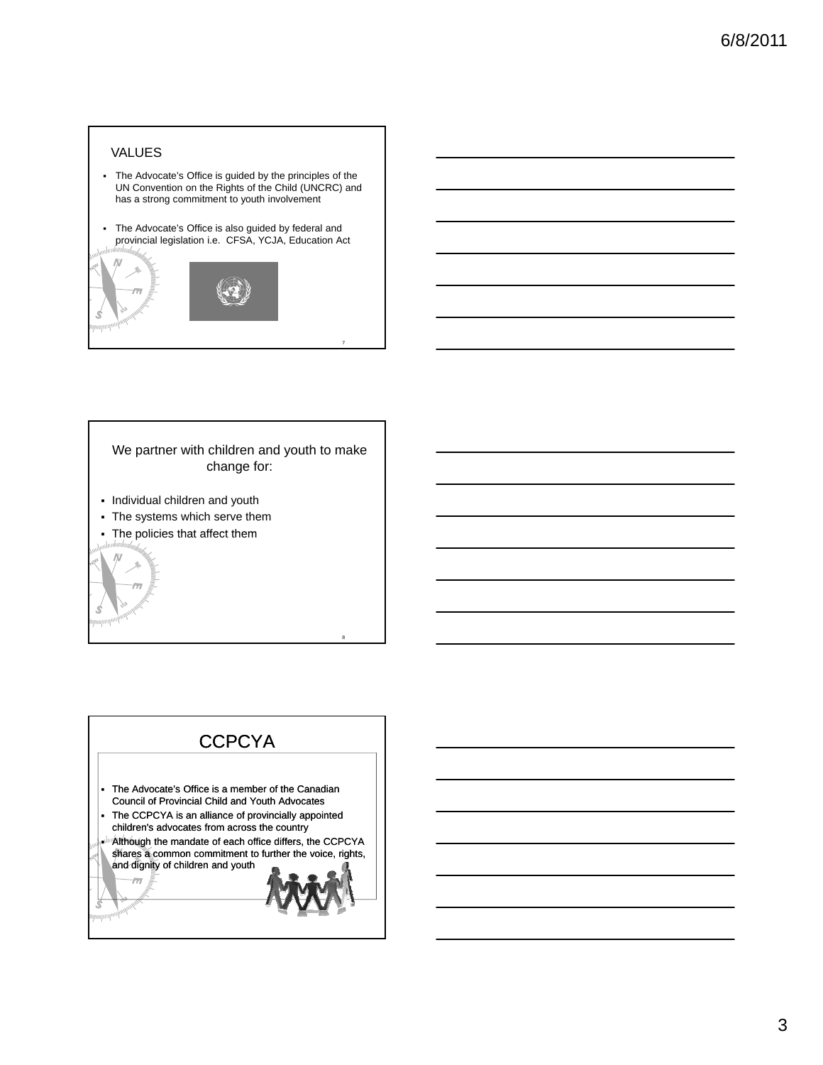## VALUES

- The Advocate's Office is guided by the principles of the UN Convention on the Rights of the Child (UNCRC) and has a strong commitment to youth involvement
- The Advocate's Office is also guided by federal and provincial legislation i.e. CFSA, YCJA, Education Act

## We partner with children and youth to make change for:

- Individual children and youth
- The systems which serve them
- The policies that affect them

## CCPCYA

- The Advocate's Office is a member of the Canadian Council of Provincial Child and Youth Advocates
- The CCPCYA is an alliance of provincially appointed children's advocates from across the country
- Although the mandate of each office differs, the CCPCYA shares a common commitment to further the voice, rights, and dignity of children and youth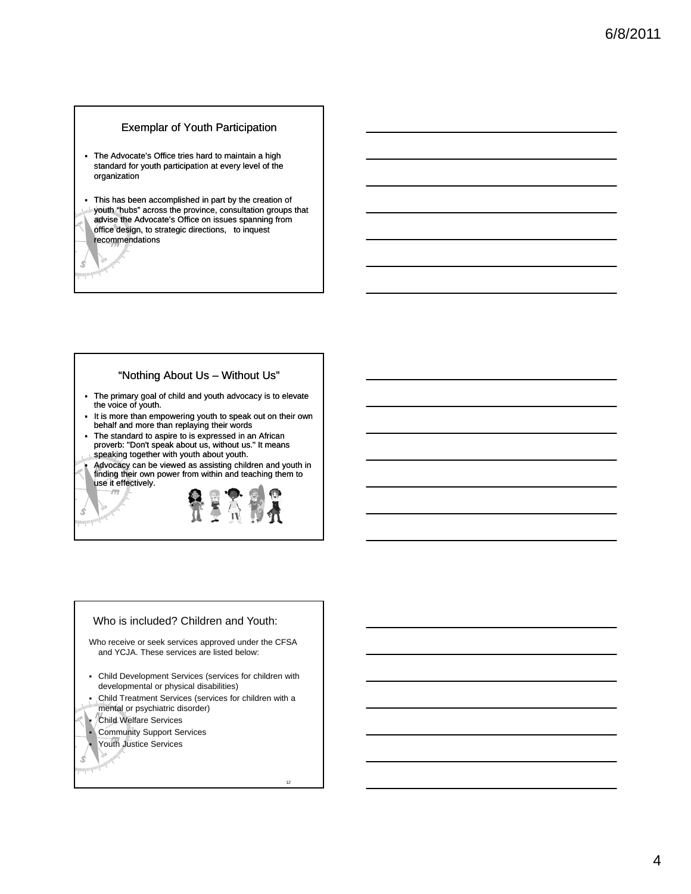## Exemplar of Youth Participation

- The Advocate's Office tries hard to maintain a high standard for youth participation at every level of the organization
- This has been accomplished in part by the creation of youth "hubs" across the province, consultation groups that advise the Advocate's Office on issues spanning from office design, to strategic directions, to inquest recommendations

## "Nothing About Us – Without Us"

- The primary goal of child and youth advocacy is to elevate the voice of youth.
- It is more than empowering youth to speak out on their own behalf and more than replaying their words
- The standard to aspire to is expressed in an African proverb: "Don't speak about us, without us." It means speaking together with youth about youth.
- Advocacy can be viewed as assisting children and youth in finding their own power from within and teaching them to use it effectively.

## Who is included? Children and Youth:

Who receive or seek services approved under the CFSA and YCJA. These services are listed below:

- Child Development Services (services for children with developmental or physical disabilities)
- Child Treatment Services (services for children with a mental or psychiatric disorder)
- Child Welfare Services
- Community Support Services
- Youth Justice Services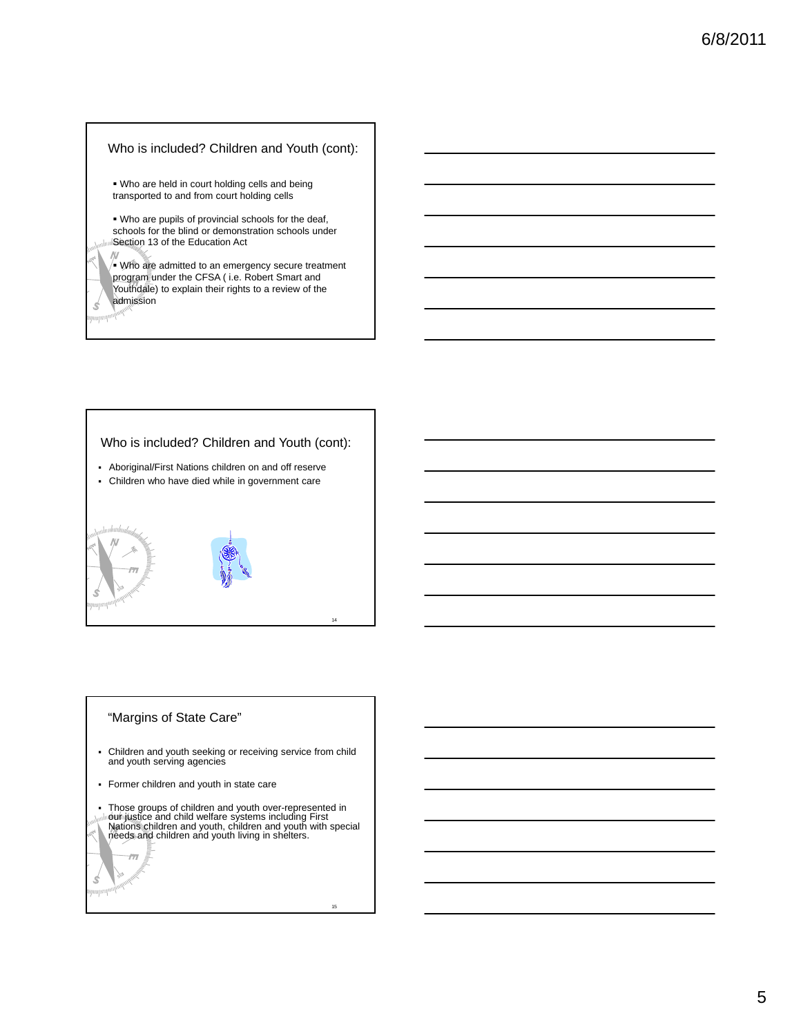## Who is included? Children and Youth (cont):

- Who are held in court holding cells and being transported to and from court holding cells
- Who are pupils of provincial schools for the deaf, schools for the blind or demonstration schools under Section 13 of the Education Act
- Who are admitted to an emergency secure treatment program under the CFSA ( i.e. Robert Smart and Youthdale) to explain their rights to a review of the admission

## Who is included? Children and Youth (cont):

- Aboriginal/First Nations children on and off reserve
- Children who have died while in government care

## "Margins of State Care"

- Children and youth seeking or receiving service from child and youth serving agencies
- Former children and youth in state care
- Those groups of children and youth over-represented in our justice and child welfare systems including First Nations children and youth, children and youth with special needs and children and youth living in shelters.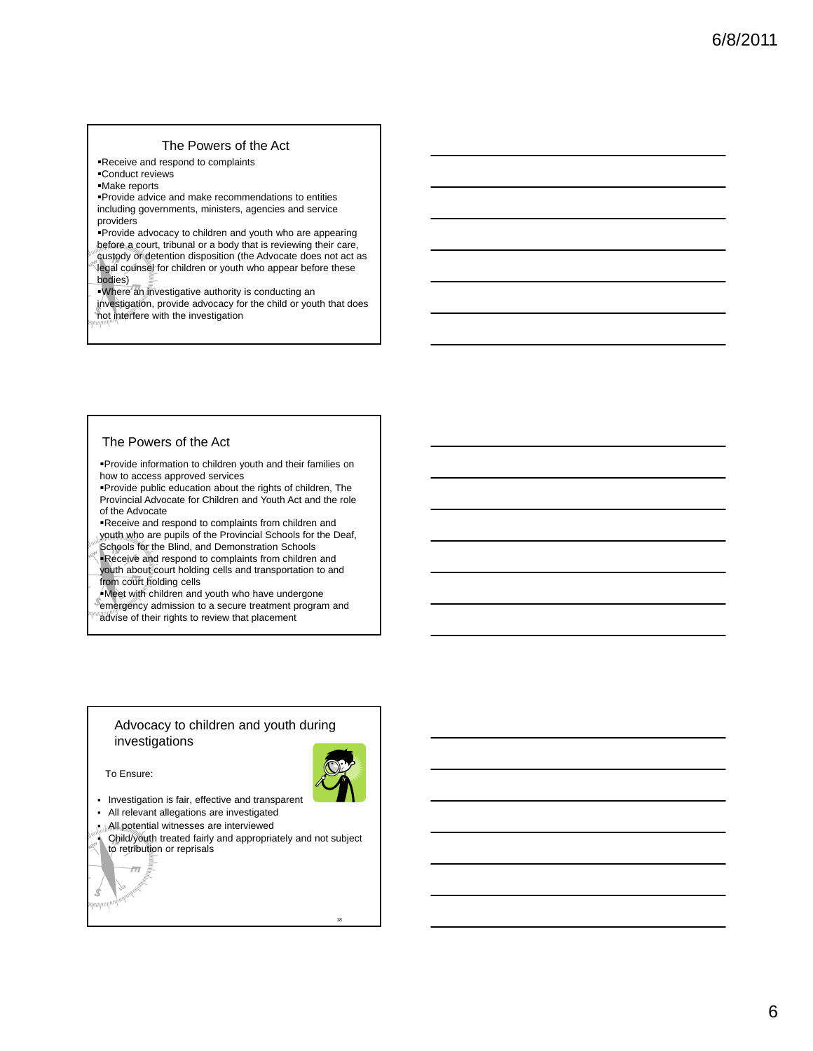## The Powers of the Act

- Receive and respond to complaints
- Conduct reviews
- Make reports
- Provide advice and make recommendations to entities including governments, ministers, agencies and service providers
- Provide advocacy to children and youth who are appearing before a court, tribunal or a body that is reviewing their care, custody or detention disposition (the Advocate does not act as legal counsel for children or youth who appear before these bodies)
- Where an investigative authority is conducting an investigation, provide advocacy for the child or youth that does not interfere with the investigation

## The Powers of the Act

- Provide information to children youth and their families on how to access approved services
- Provide public education about the rights of children, The Provincial Advocate for Children and Youth Act and the role of the Advocate
- Receive and respond to complaints from children and youth who are pupils of the Provincial Schools for the Deaf, Schools for the Blind, and Demonstration Schools
- Receive and respond to complaints from children and youth about court holding cells and transportation to and from court holding cells
- Meet with children and youth who have undergone emergency admission to a secure treatment program and advise of their rights to review that placement

## Advocacy to children and youth during investigations

To Ensure:

- Investigation is fair, effective and transparent
- All relevant allegations are investigated
- All potential witnesses are interviewed
- Child/youth treated fairly and appropriately and not subject to retribution or reprisals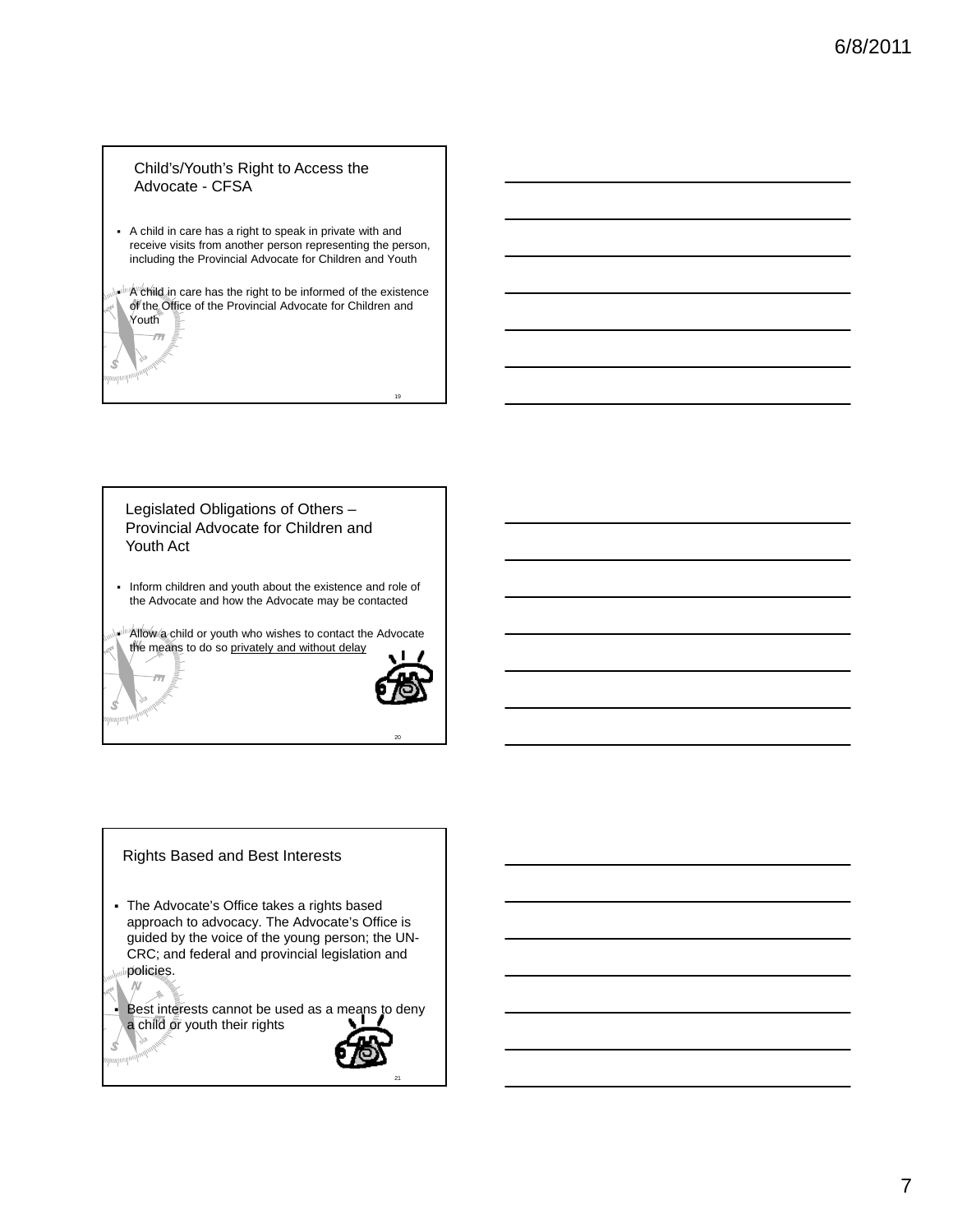## Child's/Youth's Right to Access the Advocate - CFSA

- A child in care has a right to speak in private with and receive visits from another person representing the person, including the Provincial Advocate for Children and Youth
- A child in care has the right to be informed of the existence of the Office of the Provincial Advocate for Children and Youth

## Legislated Obligations of Others – Provincial Advocate for Children and Youth Act

- Inform children and youth about the existence and role of the Advocate and how the Advocate may be contacted
- Allow a child or youth who wishes to contact the Advocate the means to do so <u>privately and without delay</u>

## Rights Based and Best Interests

- The Advocate's Office takes a rights based approach to advocacy. The Advocate's Office is guided by the voice of the young person; the UN-CRC; and federal and provincial legislation and policies.
- Best interests cannot be used as a means to deny a child or youth their rights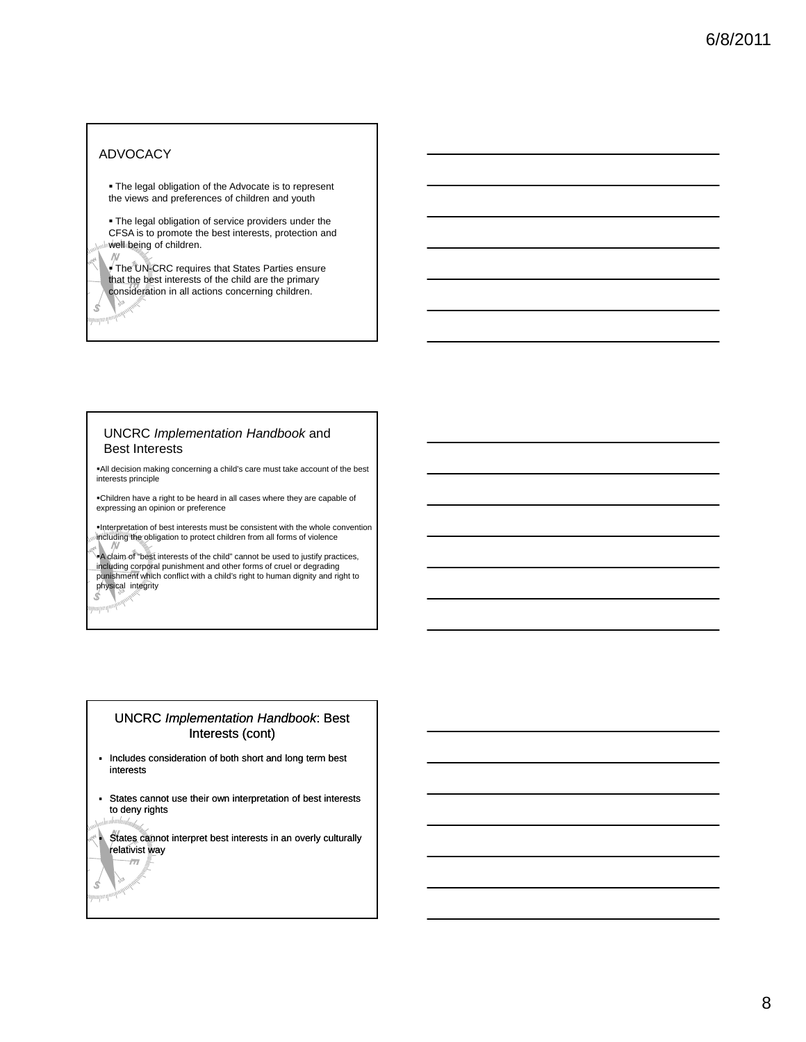## ADVOCACY

- The legal obligation of the Advocate is to represent the views and preferences of children and youth
- The legal obligation of service providers under the CFSA is to promote the best interests, protection and well being of children.
- The UN-CRC requires that States Parties ensure that the best interests of the child are the primary consideration in all actions concerning children.

## UNCRC *Implementation Handbook* and Best Interests

- All decision making concerning a child's care must take account of the best interests principle
- Children have a right to be heard in all cases where they are capable of expressing an opinion or preference
- Interpretation of best interests must be consistent with the whole convention including the obligation to protect children from all forms of violence
- A claim of "best interests of the child" cannot be used to justify practices, including corporal punishment and other forms of cruel or degrading punishment which conflict with a child's right to human dignity and right to physical integrity

## UNCRC *Implementation Handbook*: Best Interests (cont)

- Includes consideration of both short and long term best interests
- States cannot use their own interpretation of best interests to deny rights
- States cannot interpret best interests in an overly culturally relativist way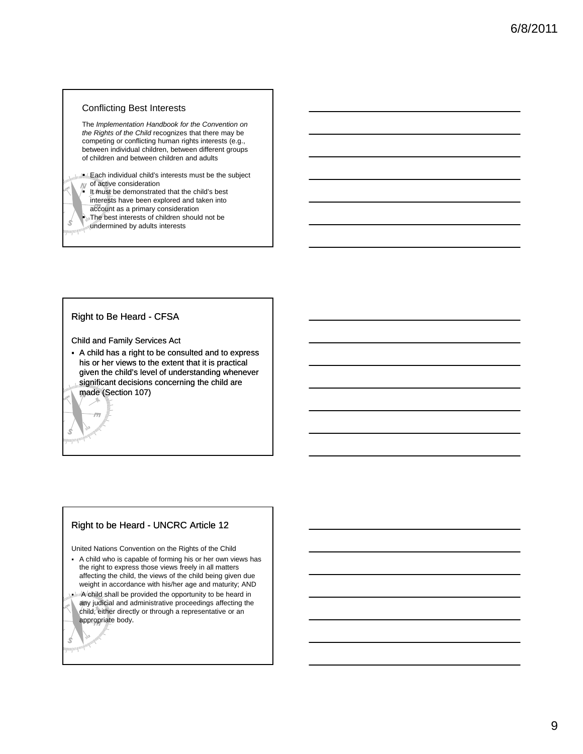## Conflicting Best Interests

The *Implementation Handbook for the Convention on the Rights of the Child* recognizes that there may be competing or conflicting human rights interests (e.g., between individual children, between different groups of children and between children and adults

- Each individual child's interests must be the subject of active consideration
- It must be demonstrated that the child's best interests have been explored and taken into account as a primary consideration
- The best interests of children should not be undermined by adults interests

## Right to Be Heard - CFSA

Child and Family Services Act

- A child has a right to be consulted and to express his or her views to the extent that it is practical given the child's level of understanding whenever significant decisions concerning the child are made (Section 107)

## Right to be Heard - UNCRC Article 12

United Nations Convention on the Rights of the Child

- A child who is capable of forming his or her own views has the right to express those views freely in all matters affecting the child, the views of the child being given due weight in accordance with his/her age and maturity; AND
- A child shall be provided the opportunity to be heard in any judicial and administrative proceedings affecting the child, either directly or through a representative or an appropriate body.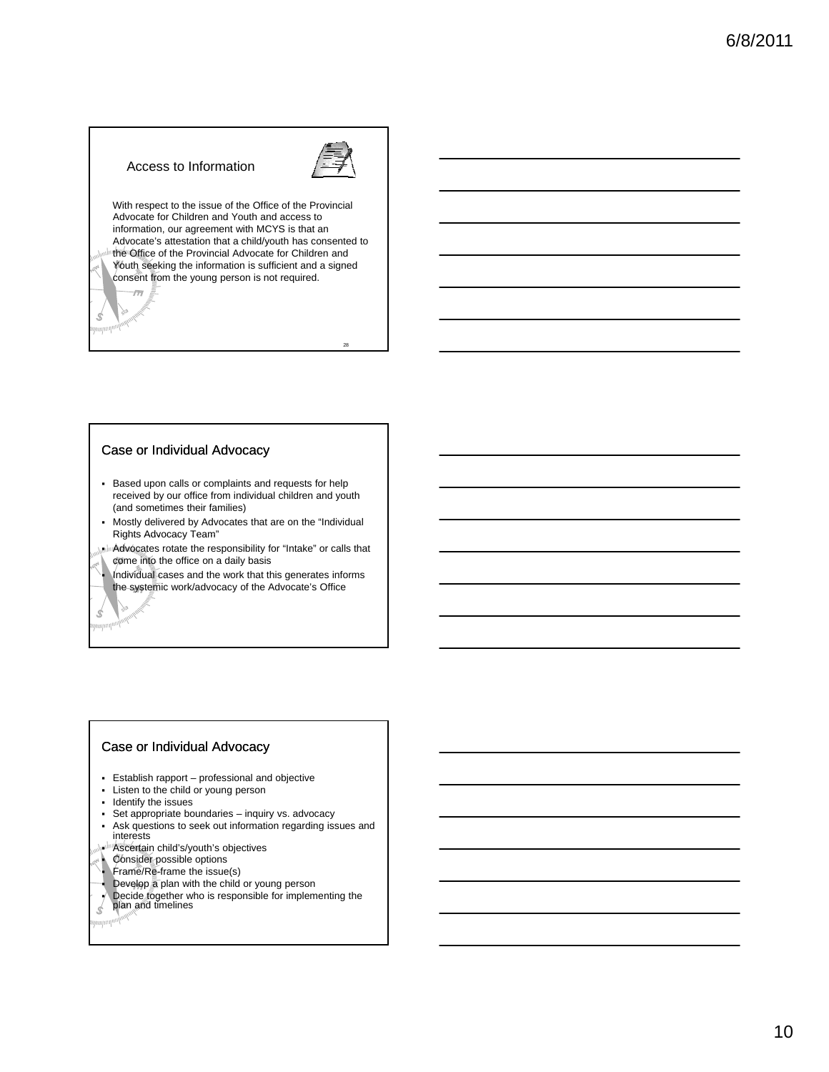## Access to Information

With respect to the issue of the Office of the Provincial Advocate for Children and Youth and access to information, our agreement with MCYS is that an Advocate's attestation that a child/youth has consented to the Office of the Provincial Advocate for Children and Youth seeking the information is sufficient and a signed consent from the young person is not required.

## Case or Individual Advocacy

- Based upon calls or complaints and requests for help received by our office from individual children and youth (and sometimes their families)
- Mostly delivered by Advocates that are on the "Individual Rights Advocacy Team"
- Advocates rotate the responsibility for "Intake" or calls that come into the office on a daily basis
- Individual cases and the work that this generates informs the systemic work/advocacy of the Advocate's Office

## Case or Individual Advocacy

- Establish rapport – professional and objective
- Listen to the child or young person
- Identify the issues
- Set appropriate boundaries – inquiry vs. advocacy
- Ask questions to seek out information regarding issues and interests
- Ascertain child's/youth's objectives
- Consider possible options
- Frame/Re-frame the issue(s)
- Develop a plan with the child or young person
- Decide together who is responsible for implementing the plan and timelines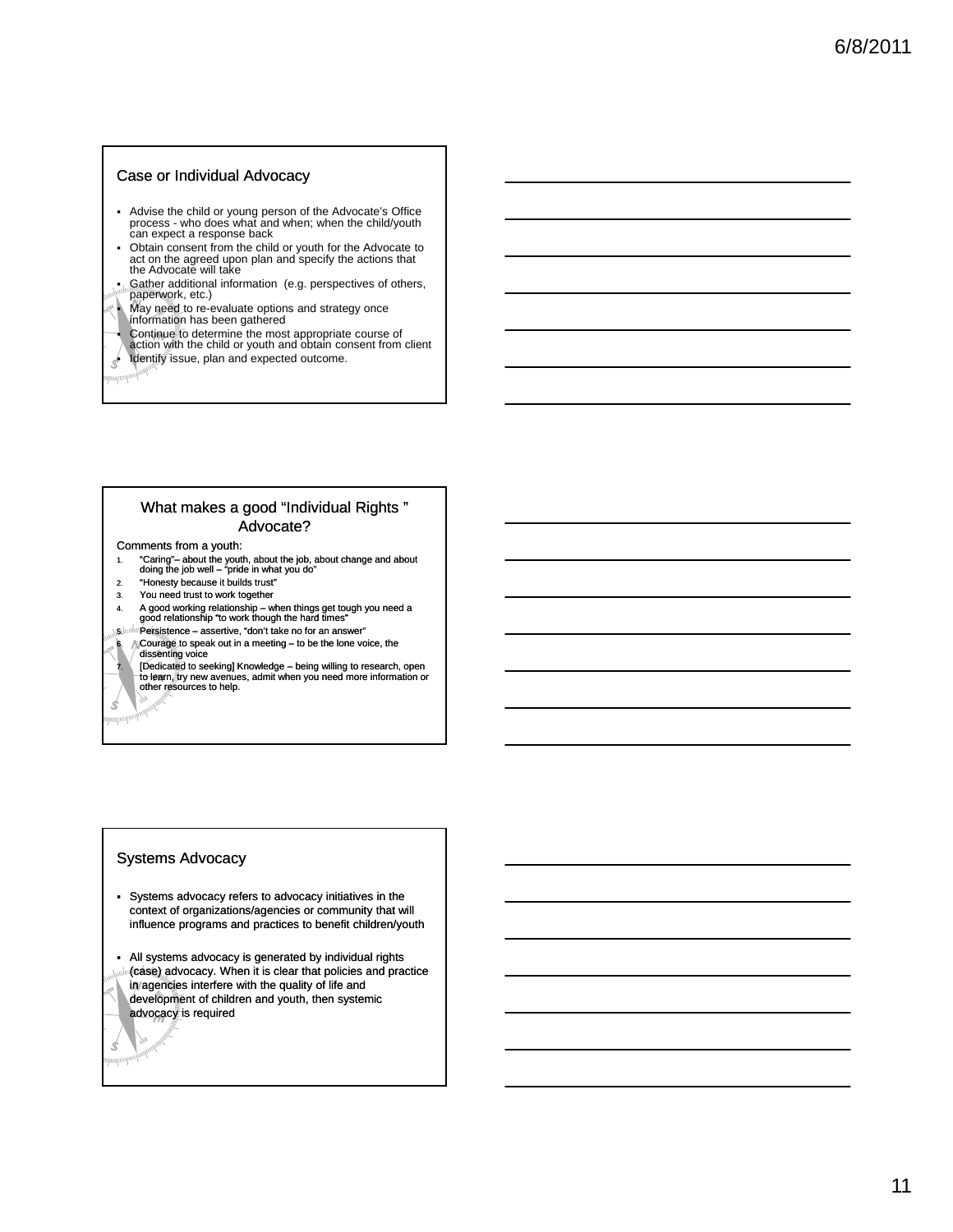## Case or Individual Advocacy

- Advise the child or young person of the Advocate's Office process - who does what and when; when the child/youth can expect a response back
- Obtain consent from the child or youth for the Advocate to act on the agreed upon plan and specify the actions that the Advocate will take
- Gather additional information (e.g. perspectives of others, paperwork, etc.)
- May need to re-evaluate options and strategy once information has been gathered
- Continue to determine the most appropriate course of action with the child or youth and obtain consent from client
- Identify issue, plan and expected outcome.

## What makes a good "Individual Rights " Advocate?

Comments from a youth:

1. "Caring"– about the youth, about the job, about change and about doing the job well – "pride in what you do"
2. "Honesty because it builds trust"
3. You need trust to work together
4. A good working relationship – when things get tough you need a good relationship "to work though the hard times"
5. Persistence – assertive, "don't take no for an answer"
6. Courage to speak out in a meeting – to be the lone voice, the dissenting voice
7. [Dedicated to seeking] Knowledge – being willing to research, open to learn, try new avenues, admit when you need more information or other resources to help.

## Systems Advocacy

- Systems advocacy refers to advocacy initiatives in the context of organizations/agencies or community that will influence programs and practices to benefit children/youth
- All systems advocacy is generated by individual rights (case) advocacy. When it is clear that policies and practice in agencies interfere with the quality of life and development of children and youth, then systemic advocacy is required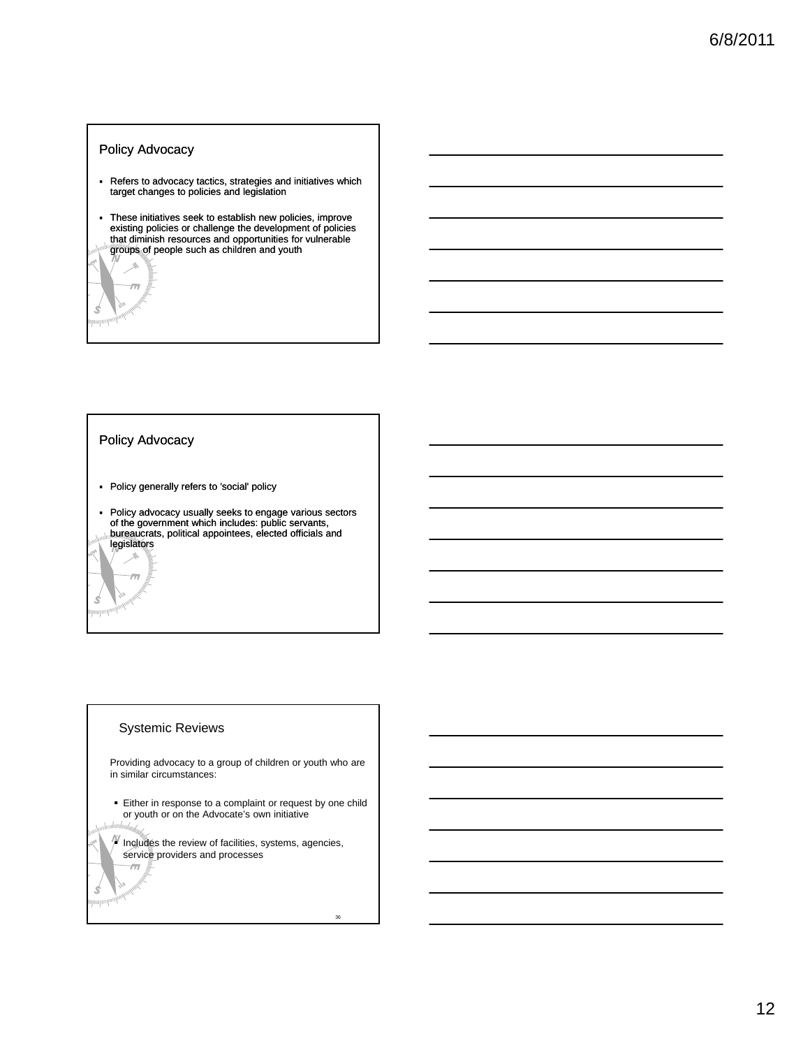## Policy Advocacy

- Refers to advocacy tactics, strategies and initiatives which target changes to policies and legislation
- These initiatives seek to establish new policies, improve existing policies or challenge the development of policies that diminish resources and opportunities for vulnerable groups of people such as children and youth

## Policy Advocacy

- Policy generally refers to 'social' policy
- Policy advocacy usually seeks to engage various sectors of the government which includes: public servants, bureaucrats, political appointees, elected officials and legislators

## Systemic Reviews

Providing advocacy to a group of children or youth who are in similar circumstances:

- Either in response to a complaint or request by one child or youth or on the Advocate's own initiative
- Includes the review of facilities, systems, agencies, service providers and processes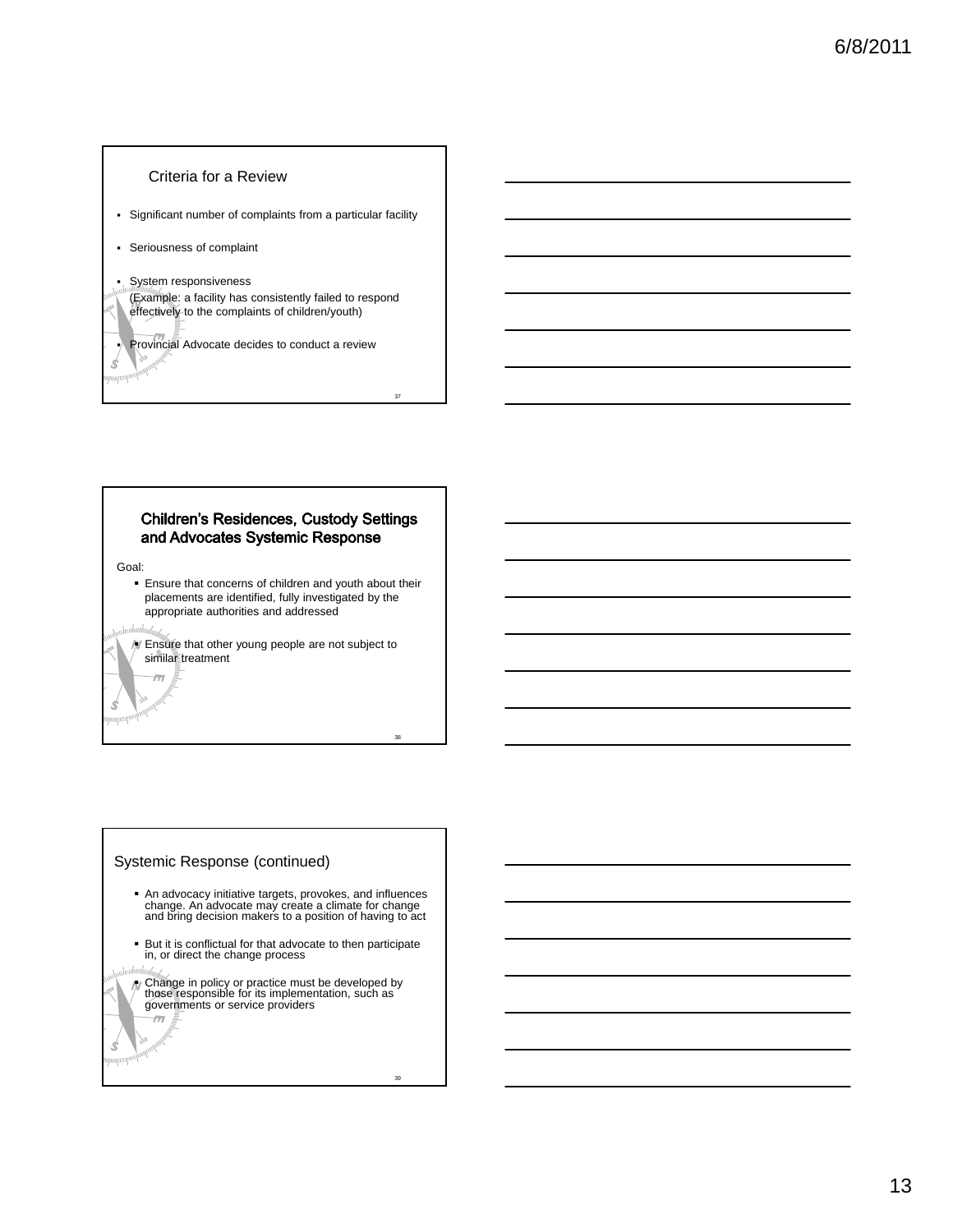## Criteria for a Review

- Significant number of complaints from a particular facility
- Seriousness of complaint
- System responsiveness
  (Example: a facility has consistently failed to respond effectively to the complaints of children/youth)
- Provincial Advocate decides to conduct a review

## Children's Residences, Custody Settings and Advocates Systemic Response

Goal:

- Ensure that concerns of children and youth about their placements are identified, fully investigated by the appropriate authorities and addressed
- Ensure that other young people are not subject to similar treatment

## Systemic Response (continued)

- An advocacy initiative targets, provokes, and influences change. An advocate may create a climate for change and bring decision makers to a position of having to act
- But it is conflictual for that advocate to then participate in, or direct the change process
- Change in policy or practice must be developed by those responsible for its implementation, such as governments or service providers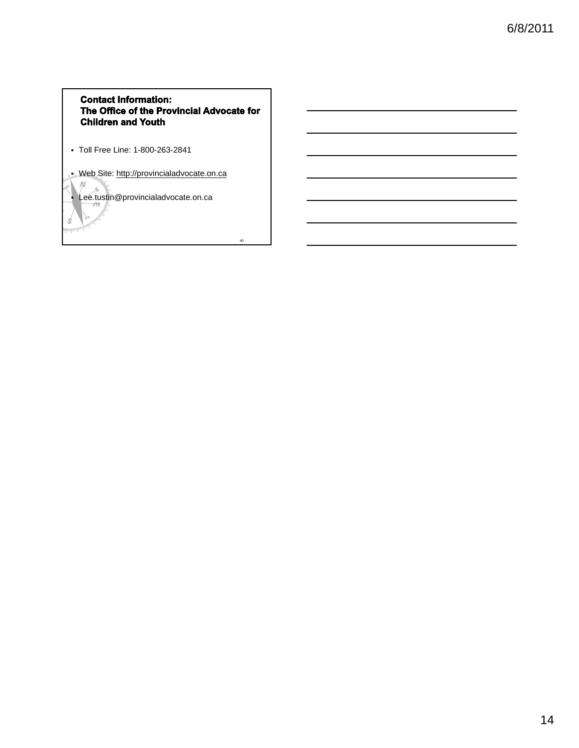### Contact Information: The Office of the Provincial Advocate for Children and Youth

- Toll Free Line: 1-800-263-2841
- Web Site: http://provincialadvocate.on.ca
- Lee.tustin@provincialadvocate.on.ca